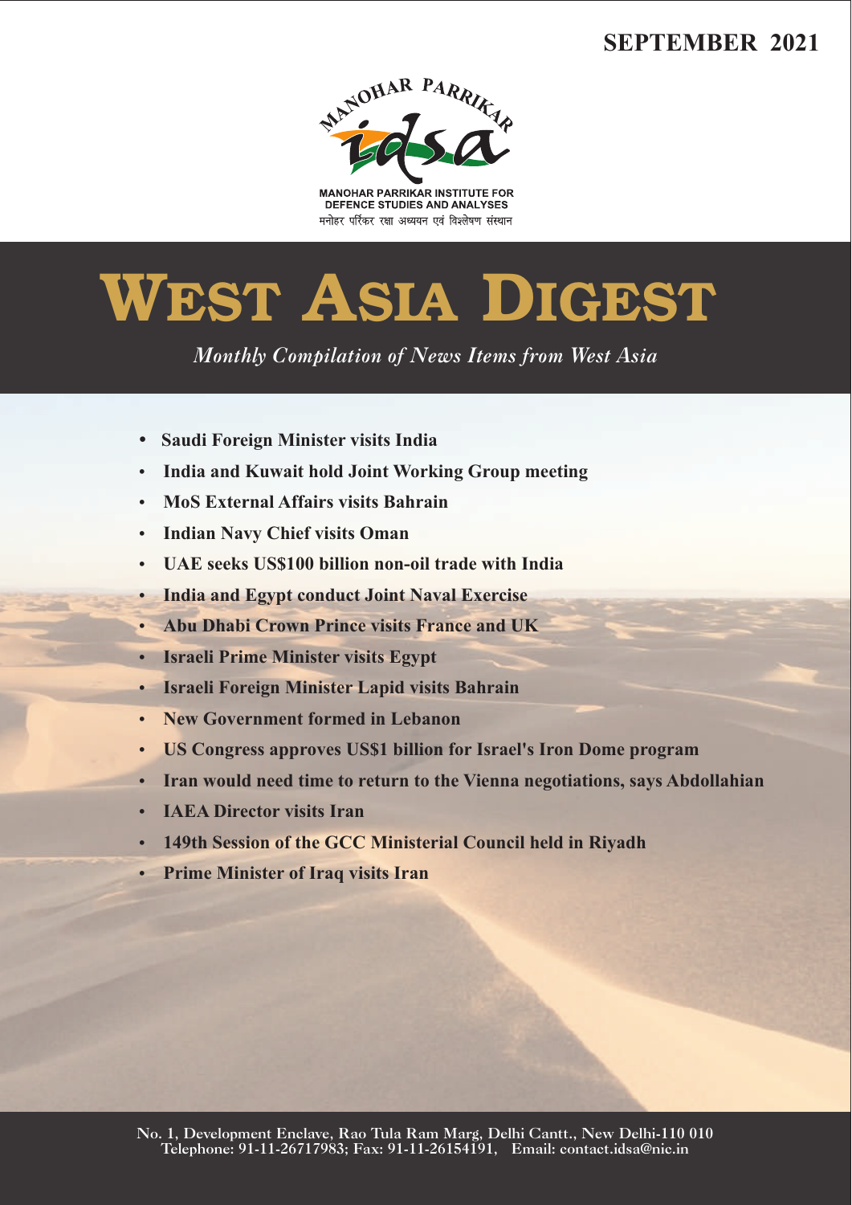**SEPTEMBER 2021**

MANOHAR PARRIKAR

idsa

MANOHAR PARRIKAR INSTITUTE FOR DEFENCE STUDIES AND ANALYSES

मनोहर पर्रिकर रक्षा अध्ययन एवं विश्लेषण संस्थान

# WEST ASIA DIGEST

*Monthly Compilation of News Items from West Asia*

- **Saudi Foreign Minister visits India**
- **India and Kuwait hold Joint Working Group meeting**
- **MoS External Affairs visits Bahrain**
- **Indian Navy Chief visits Oman**
- **UAE seeks US$100 billion non-oil trade with India**
- **India and Egypt conduct Joint Naval Exercise**
- **Abu Dhabi Crown Prince visits France and UK**
- **Israeli Prime Minister visits Egypt**
- **Israeli Foreign Minister Lapid visits Bahrain**
- **New Government formed in Lebanon**
- **US Congress approves US$1 billion for Israel's Iron Dome program**
- **Iran would need time to return to the Vienna negotiations, says Abdollahian**
- **IAEA Director visits Iran**
- **149th Session of the GCC Ministerial Council held in Riyadh**
- **Prime Minister of Iraq visits Iran**

No. 1, Development Enclave, Rao Tula Ram Marg, Delhi Cantt., New Delhi-110 010
Telephone: 91-11-26717983; Fax: 91-11-26154191, Email: contact.idsa@nic.in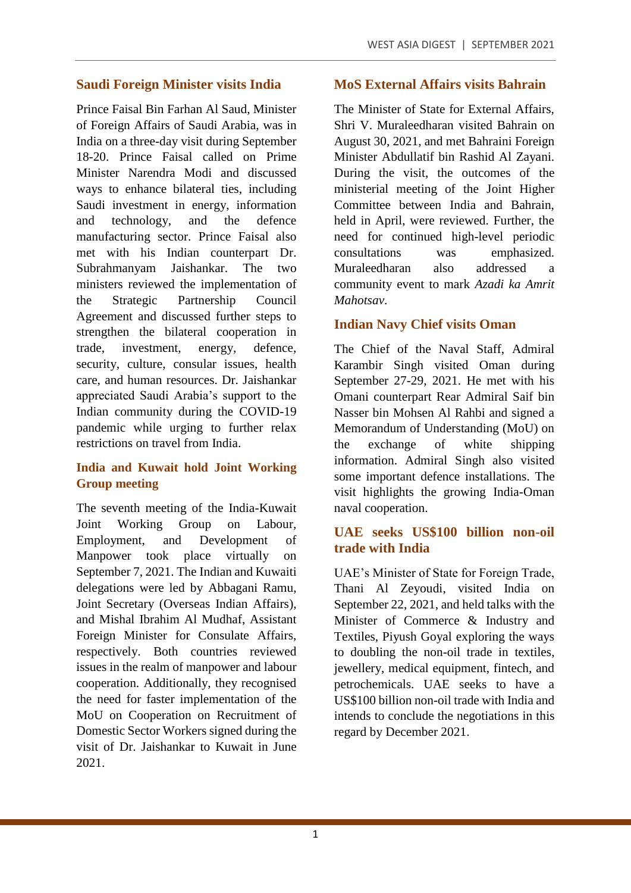## Saudi Foreign Minister visits India

Prince Faisal Bin Farhan Al Saud, Minister of Foreign Affairs of Saudi Arabia, was in India on a three-day visit during September 18-20. Prince Faisal called on Prime Minister Narendra Modi and discussed ways to enhance bilateral ties, including Saudi investment in energy, information and technology, and the defence manufacturing sector. Prince Faisal also met with his Indian counterpart Dr. Subrahmanyam Jaishankar. The two ministers reviewed the implementation of the Strategic Partnership Council Agreement and discussed further steps to strengthen the bilateral cooperation in trade, investment, energy, defence, security, culture, consular issues, health care, and human resources. Dr. Jaishankar appreciated Saudi Arabia's support to the Indian community during the COVID-19 pandemic while urging to further relax restrictions on travel from India.

## India and Kuwait hold Joint Working Group meeting

The seventh meeting of the India-Kuwait Joint Working Group on Labour, Employment, and Development of Manpower took place virtually on September 7, 2021. The Indian and Kuwaiti delegations were led by Abbagani Ramu, Joint Secretary (Overseas Indian Affairs), and Mishal Ibrahim Al Mudhaf, Assistant Foreign Minister for Consulate Affairs, respectively. Both countries reviewed issues in the realm of manpower and labour cooperation. Additionally, they recognised the need for faster implementation of the MoU on Cooperation on Recruitment of Domestic Sector Workers signed during the visit of Dr. Jaishankar to Kuwait in June 2021.

## MoS External Affairs visits Bahrain

The Minister of State for External Affairs, Shri V. Muraleedharan visited Bahrain on August 30, 2021, and met Bahraini Foreign Minister Abdullatif bin Rashid Al Zayani. During the visit, the outcomes of the ministerial meeting of the Joint Higher Committee between India and Bahrain, held in April, were reviewed. Further, the need for continued high-level periodic consultations was emphasized. Muraleedharan also addressed a community event to mark *Azadi ka Amrit Mahotsav*.

## Indian Navy Chief visits Oman

The Chief of the Naval Staff, Admiral Karambir Singh visited Oman during September 27-29, 2021. He met with his Omani counterpart Rear Admiral Saif bin Nasser bin Mohsen Al Rahbi and signed a Memorandum of Understanding (MoU) on the exchange of white shipping information. Admiral Singh also visited some important defence installations. The visit highlights the growing India-Oman naval cooperation.

## UAE seeks US$100 billion non-oil trade with India

UAE's Minister of State for Foreign Trade, Thani Al Zeyoudi, visited India on September 22, 2021, and held talks with the Minister of Commerce & Industry and Textiles, Piyush Goyal exploring the ways to doubling the non-oil trade in textiles, jewellery, medical equipment, fintech, and petrochemicals. UAE seeks to have a US$100 billion non-oil trade with India and intends to conclude the negotiations in this regard by December 2021.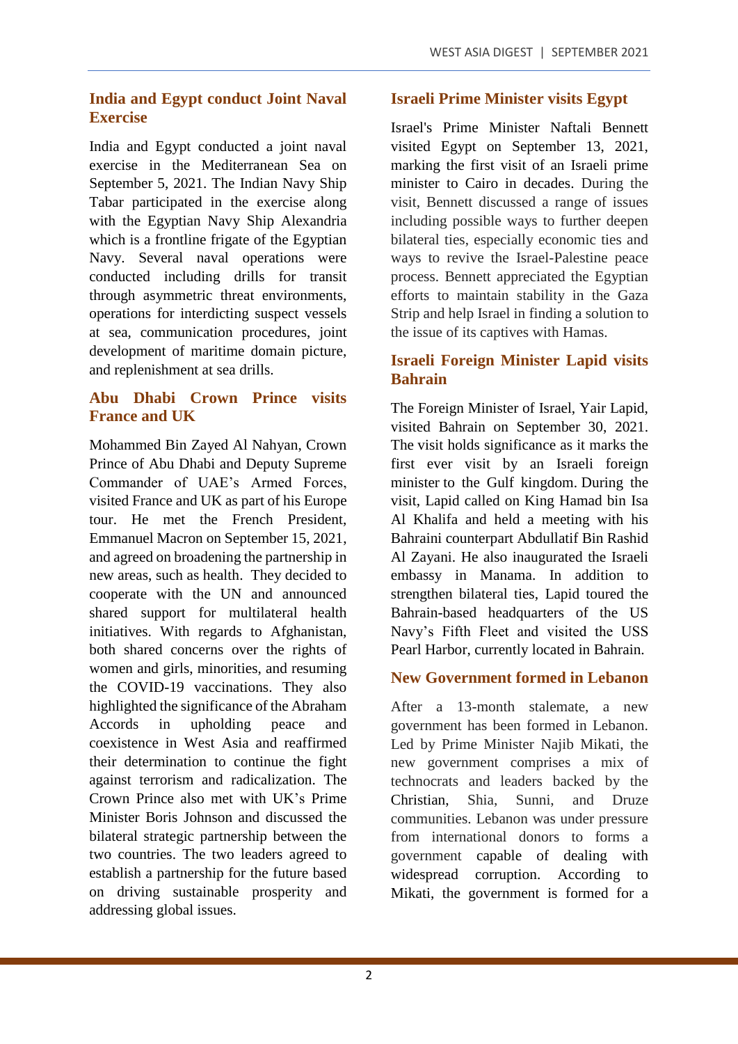## India and Egypt conduct Joint Naval Exercise

India and Egypt conducted a joint naval exercise in the Mediterranean Sea on September 5, 2021. The Indian Navy Ship Tabar participated in the exercise along with the Egyptian Navy Ship Alexandria which is a frontline frigate of the Egyptian Navy. Several naval operations were conducted including drills for transit through asymmetric threat environments, operations for interdicting suspect vessels at sea, communication procedures, joint development of maritime domain picture, and replenishment at sea drills.

## Abu Dhabi Crown Prince visits France and UK

Mohammed Bin Zayed Al Nahyan, Crown Prince of Abu Dhabi and Deputy Supreme Commander of UAE's Armed Forces, visited France and UK as part of his Europe tour. He met the French President, Emmanuel Macron on September 15, 2021, and agreed on broadening the partnership in new areas, such as health. They decided to cooperate with the UN and announced shared support for multilateral health initiatives. With regards to Afghanistan, both shared concerns over the rights of women and girls, minorities, and resuming the COVID-19 vaccinations. They also highlighted the significance of the Abraham Accords in upholding peace and coexistence in West Asia and reaffirmed their determination to continue the fight against terrorism and radicalization. The Crown Prince also met with UK's Prime Minister Boris Johnson and discussed the bilateral strategic partnership between the two countries. The two leaders agreed to establish a partnership for the future based on driving sustainable prosperity and addressing global issues.

## Israeli Prime Minister visits Egypt

Israel's Prime Minister Naftali Bennett visited Egypt on September 13, 2021, marking the first visit of an Israeli prime minister to Cairo in decades. During the visit, Bennett discussed a range of issues including possible ways to further deepen bilateral ties, especially economic ties and ways to revive the Israel-Palestine peace process. Bennett appreciated the Egyptian efforts to maintain stability in the Gaza Strip and help Israel in finding a solution to the issue of its captives with Hamas.

## Israeli Foreign Minister Lapid visits Bahrain

The Foreign Minister of Israel, Yair Lapid, visited Bahrain on September 30, 2021. The visit holds significance as it marks the first ever visit by an Israeli foreign minister to the Gulf kingdom. During the visit, Lapid called on King Hamad bin Isa Al Khalifa and held a meeting with his Bahraini counterpart Abdullatif Bin Rashid Al Zayani. He also inaugurated the Israeli embassy in Manama. In addition to strengthen bilateral ties, Lapid toured the Bahrain-based headquarters of the US Navy's Fifth Fleet and visited the USS Pearl Harbor, currently located in Bahrain.

## New Government formed in Lebanon

After a 13-month stalemate, a new government has been formed in Lebanon. Led by Prime Minister Najib Mikati, the new government comprises a mix of technocrats and leaders backed by the Christian, Shia, Sunni, and Druze communities. Lebanon was under pressure from international donors to forms a government capable of dealing with widespread corruption. According to Mikati, the government is formed for a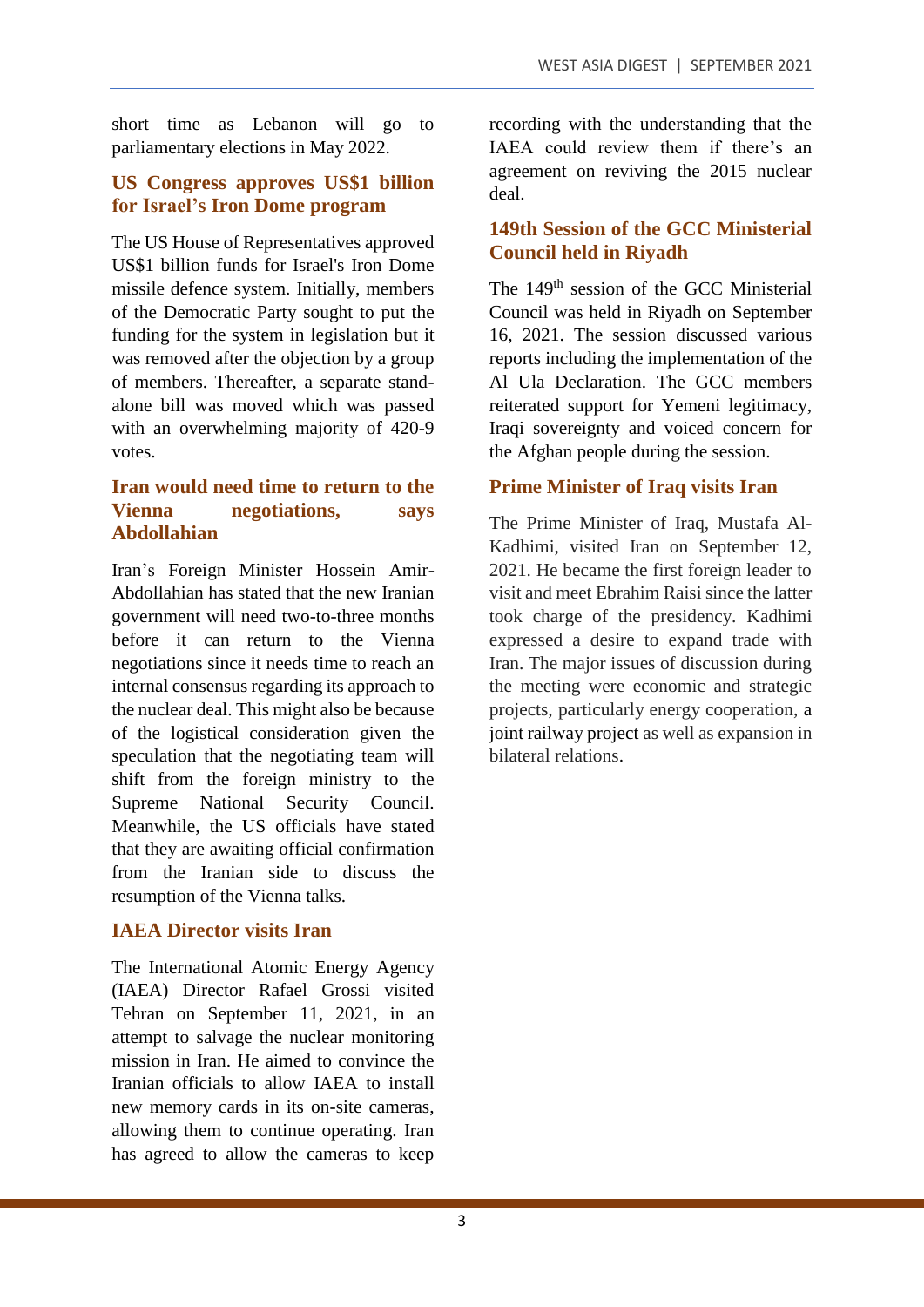short time as Lebanon will go to parliamentary elections in May 2022.

### US Congress approves US$1 billion for Israel's Iron Dome program

The US House of Representatives approved US$1 billion funds for Israel's Iron Dome missile defence system. Initially, members of the Democratic Party sought to put the funding for the system in legislation but it was removed after the objection by a group of members. Thereafter, a separate stand-alone bill was moved which was passed with an overwhelming majority of 420-9 votes.

### Iran would need time to return to the Vienna negotiations, says Abdollahian

Iran's Foreign Minister Hossein Amir-Abdollahian has stated that the new Iranian government will need two-to-three months before it can return to the Vienna negotiations since it needs time to reach an internal consensus regarding its approach to the nuclear deal. This might also be because of the logistical consideration given the speculation that the negotiating team will shift from the foreign ministry to the Supreme National Security Council. Meanwhile, the US officials have stated that they are awaiting official confirmation from the Iranian side to discuss the resumption of the Vienna talks.

### IAEA Director visits Iran

The International Atomic Energy Agency (IAEA) Director Rafael Grossi visited Tehran on September 11, 2021, in an attempt to salvage the nuclear monitoring mission in Iran. He aimed to convince the Iranian officials to allow IAEA to install new memory cards in its on-site cameras, allowing them to continue operating. Iran has agreed to allow the cameras to keep recording with the understanding that the IAEA could review them if there's an agreement on reviving the 2015 nuclear deal.

### 149th Session of the GCC Ministerial Council held in Riyadh

The 149th session of the GCC Ministerial Council was held in Riyadh on September 16, 2021. The session discussed various reports including the implementation of the Al Ula Declaration. The GCC members reiterated support for Yemeni legitimacy, Iraqi sovereignty and voiced concern for the Afghan people during the session.

### Prime Minister of Iraq visits Iran

The Prime Minister of Iraq, Mustafa Al-Kadhimi, visited Iran on September 12, 2021. He became the first foreign leader to visit and meet Ebrahim Raisi since the latter took charge of the presidency. Kadhimi expressed a desire to expand trade with Iran. The major issues of discussion during the meeting were economic and strategic projects, particularly energy cooperation, a joint railway project as well as expansion in bilateral relations.